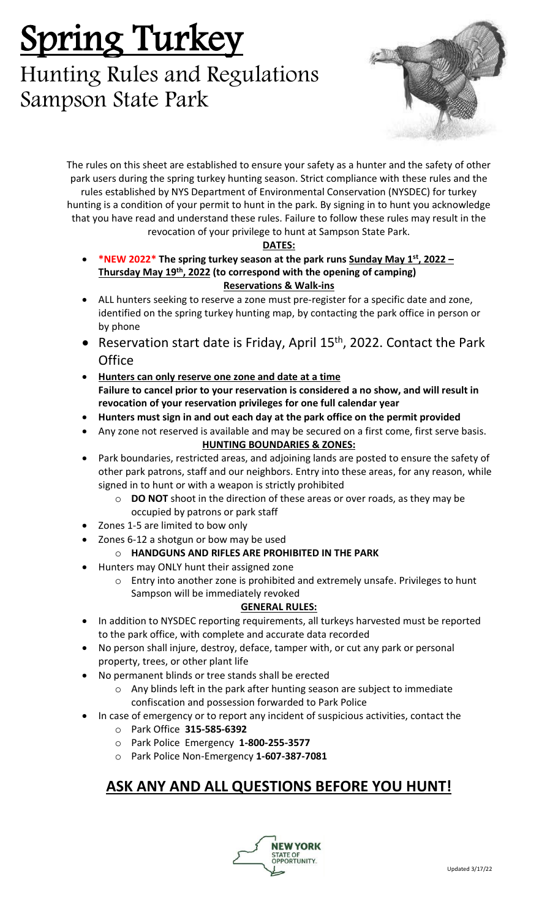# Spring Turkey

## Hunting Rules and Regulations
## Sampson State Park

The rules on this sheet are established to ensure your safety as a hunter and the safety of other park users during the spring turkey hunting season. Strict compliance with these rules and the rules established by NYS Department of Environmental Conservation (NYSDEC) for turkey hunting is a condition of your permit to hunt in the park. By signing in to hunt you acknowledge that you have read and understand these rules. Failure to follow these rules may result in the revocation of your privilege to hunt at Sampson State Park.

**DATES:**

- ***NEW 2022* The spring turkey season at the park runs <u>Sunday May 1st, 2022 – Thursday May 19th, 2022</u> (to correspond with the opening of camping)**

**Reservations & Walk-ins**

- ALL hunters seeking to reserve a zone must pre-register for a specific date and zone, identified on the spring turkey hunting map, by contacting the park office in person or by phone
- Reservation start date is Friday, April 15th, 2022. Contact the Park Office
- **<u>Hunters can only reserve one zone and date at a time</u>**
  **Failure to cancel prior to your reservation is considered a no show, and will result in revocation of your reservation privileges for one full calendar year**
- **Hunters must sign in and out each day at the park office on the permit provided**
- Any zone not reserved is available and may be secured on a first come, first serve basis.

**HUNTING BOUNDARIES & ZONES:**

- Park boundaries, restricted areas, and adjoining lands are posted to ensure the safety of other park patrons, staff and our neighbors. Entry into these areas, for any reason, while signed in to hunt or with a weapon is strictly prohibited
  - **DO NOT** shoot in the direction of these areas or over roads, as they may be occupied by patrons or park staff
- Zones 1-5 are limited to bow only
- Zones 6-12 a shotgun or bow may be used
  - **HANDGUNS AND RIFLES ARE PROHIBITED IN THE PARK**
- Hunters may ONLY hunt their assigned zone
  - Entry into another zone is prohibited and extremely unsafe. Privileges to hunt Sampson will be immediately revoked

**GENERAL RULES:**

- In addition to NYSDEC reporting requirements, all turkeys harvested must be reported to the park office, with complete and accurate data recorded
- No person shall injure, destroy, deface, tamper with, or cut any park or personal property, trees, or other plant life
- No permanent blinds or tree stands shall be erected
  - Any blinds left in the park after hunting season are subject to immediate confiscation and possession forwarded to Park Police
- In case of emergency or to report any incident of suspicious activities, contact the
  - Park Office **315-585-6392**
  - Park Police Emergency **1-800-255-3577**
  - Park Police Non-Emergency **1-607-387-7081**

## <u>ASK ANY AND ALL QUESTIONS BEFORE YOU HUNT!</u>

NEW YORK STATE OF OPPORTUNITY.

Updated 3/17/22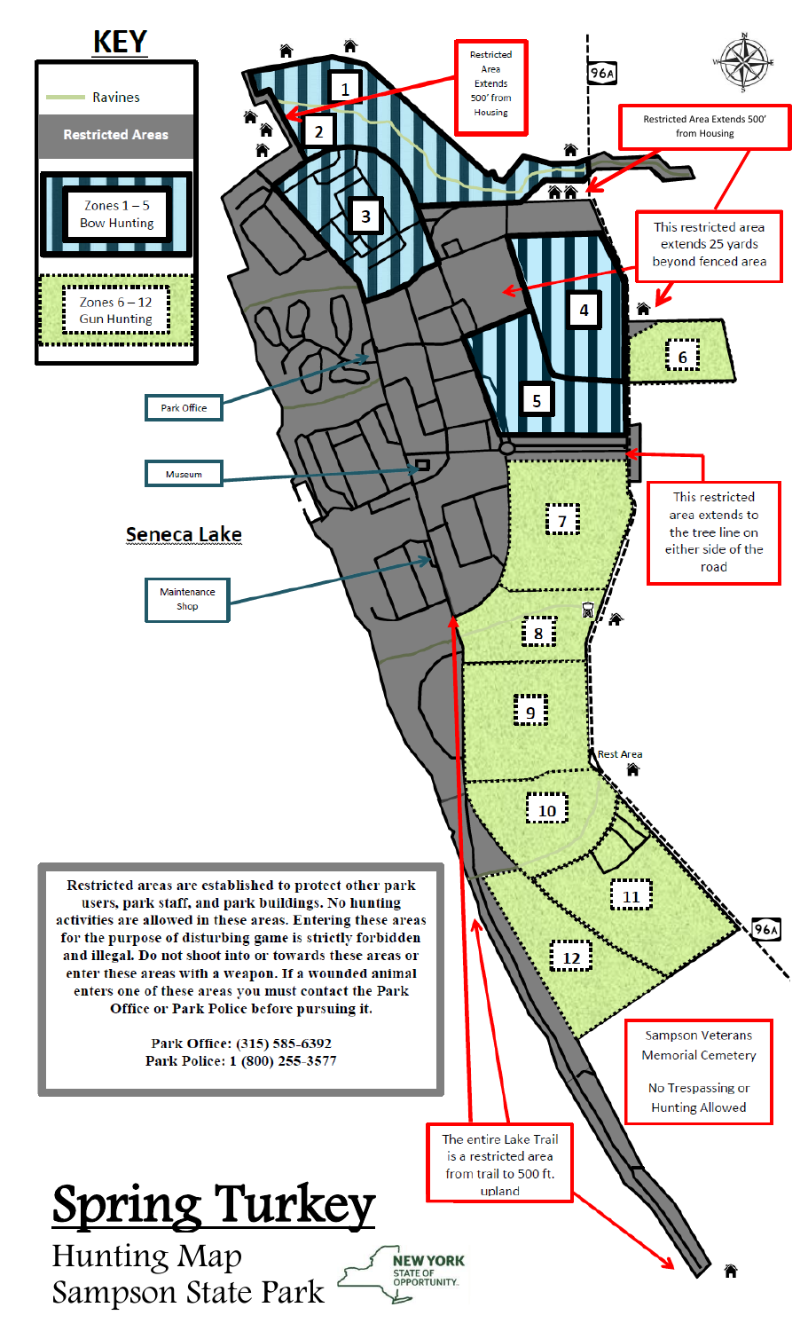# KEY

Ravines

Restricted Areas

Zones 1 – 5 Bow Hunting

Zones 6 – 12 Gun Hunting

Restricted Area Extends 500' from Housing

Restricted Area Extends 500' from Housing

This restricted area extends 25 yards beyond fenced area

This restricted area extends to the tree line on either side of the road

Park Office

Museum

Maintenance Shop

Seneca Lake

Rest Area

96A

1 2 3 4 5 6 7 8 9 10 11 12

**Restricted areas are established to protect other park users, park staff, and park buildings. No hunting activities are allowed in these areas. Entering these areas for the purpose of disturbing game is strictly forbidden and illegal. Do not shoot into or towards these areas or enter these areas with a weapon. If a wounded animal enters one of these areas you must contact the Park Office or Park Police before pursuing it.**

**Park Office: (315) 585-6392**
**Park Police: 1 (800) 255-3577**

Sampson Veterans Memorial Cemetery

No Trespassing or Hunting Allowed

The entire Lake Trail is a restricted area from trail to 500 ft. upland

# Spring Turkey

## Hunting Map
## Sampson State Park

NEW YORK STATE OF OPPORTUNITY.